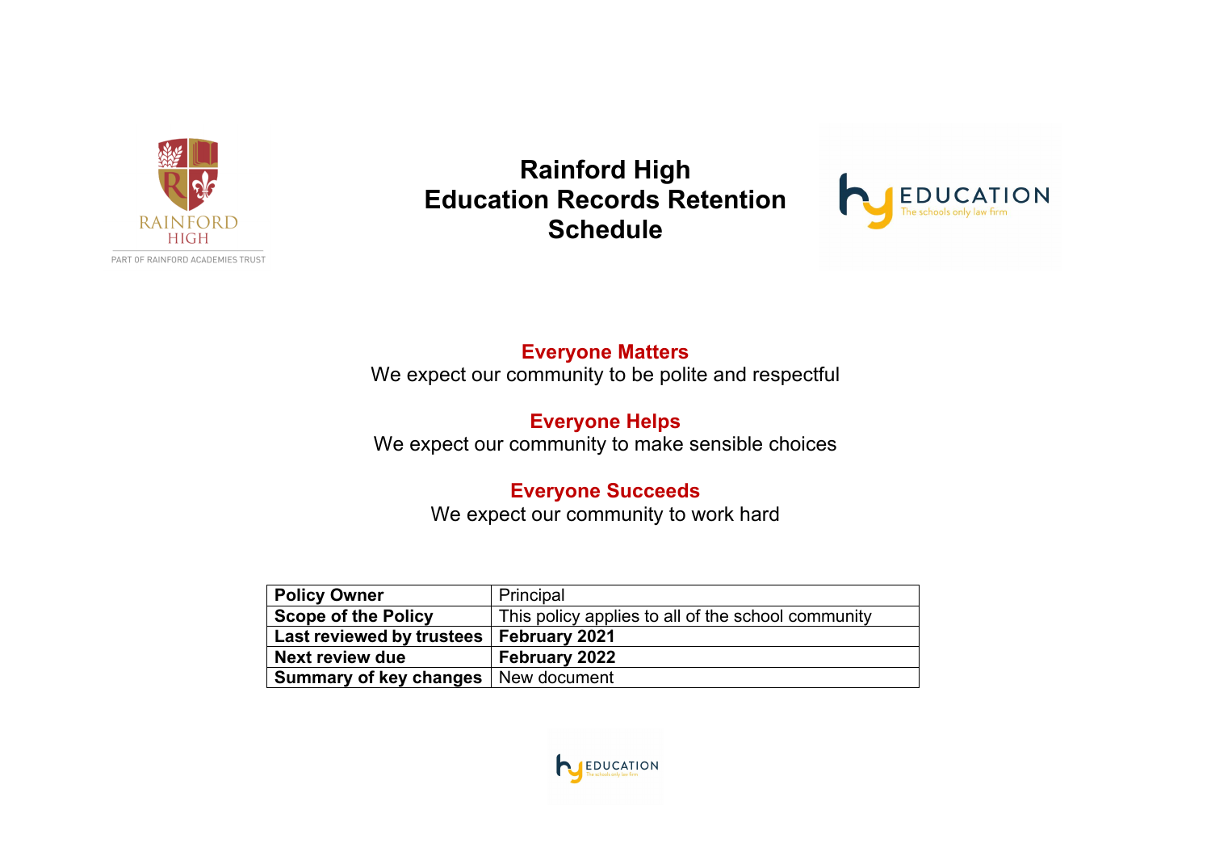# Rainford High Education Records Retention Schedule

**Everyone Matters**
We expect our community to be polite and respectful

**Everyone Helps**
We expect our community to make sensible choices

**Everyone Succeeds**
We expect our community to work hard

| | |
|---|---|
| **Policy Owner** | Principal |
| **Scope of the Policy** | This policy applies to all of the school community |
| **Last reviewed by trustees** | **February 2021** |
| **Next review due** | **February 2022** |
| **Summary of key changes** | New document |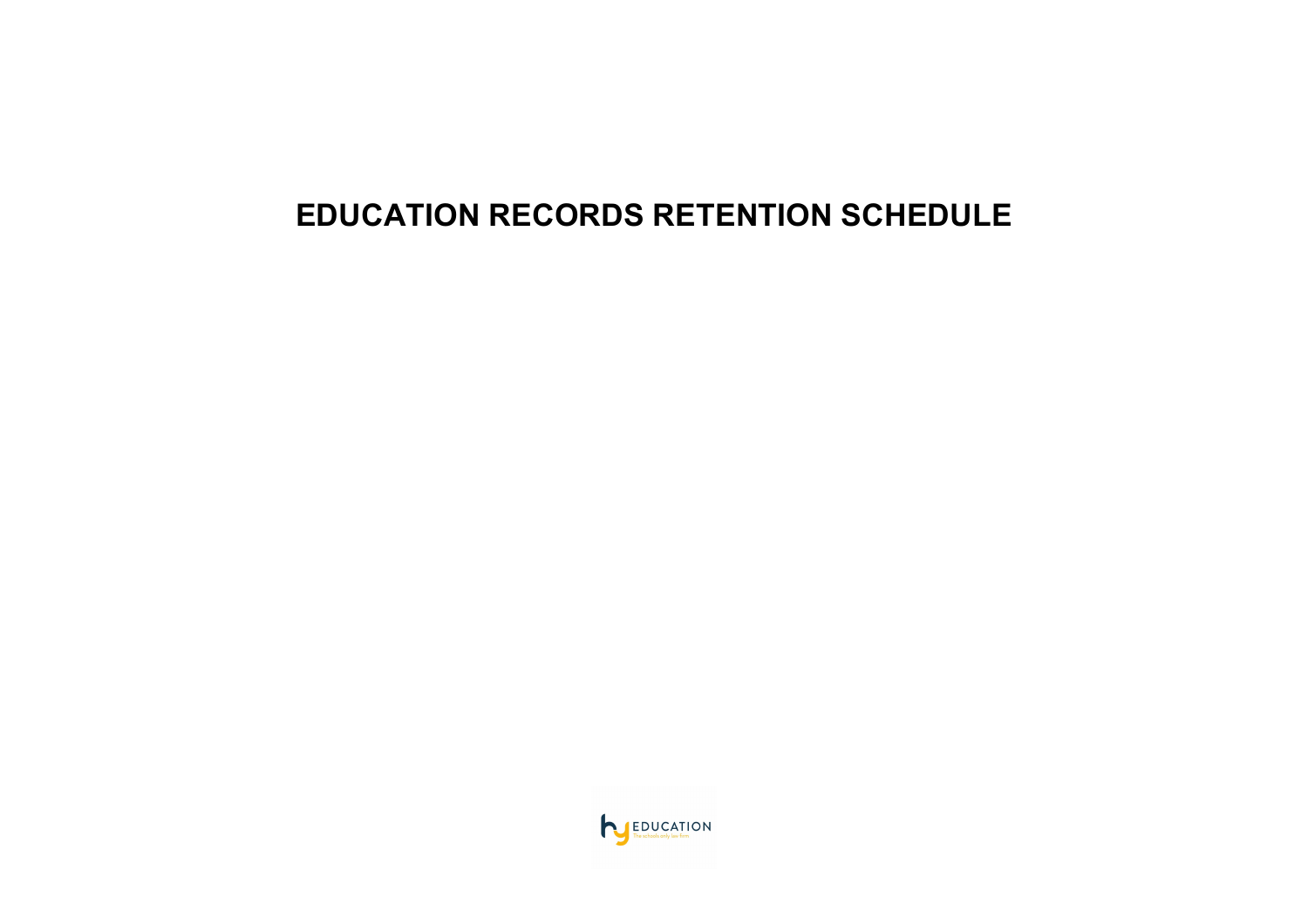# EDUCATION RECORDS RETENTION SCHEDULE

EDUCATION
The schools only law firm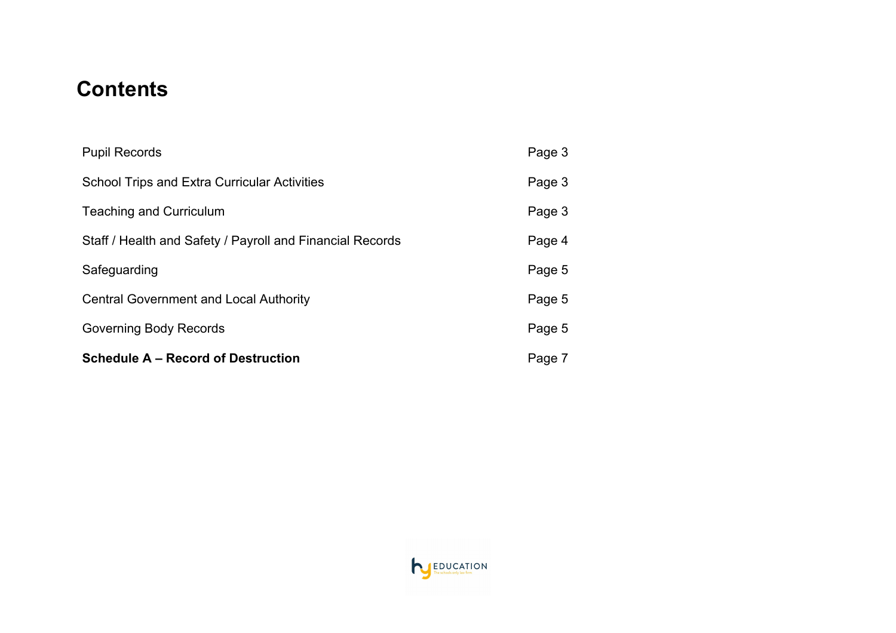# Contents

| | |
|---|---|
| Pupil Records | Page 3 |
| School Trips and Extra Curricular Activities | Page 3 |
| Teaching and Curriculum | Page 3 |
| Staff / Health and Safety / Payroll and Financial Records | Page 4 |
| Safeguarding | Page 5 |
| Central Government and Local Authority | Page 5 |
| Governing Body Records | Page 5 |
| **Schedule A – Record of Destruction** | Page 7 |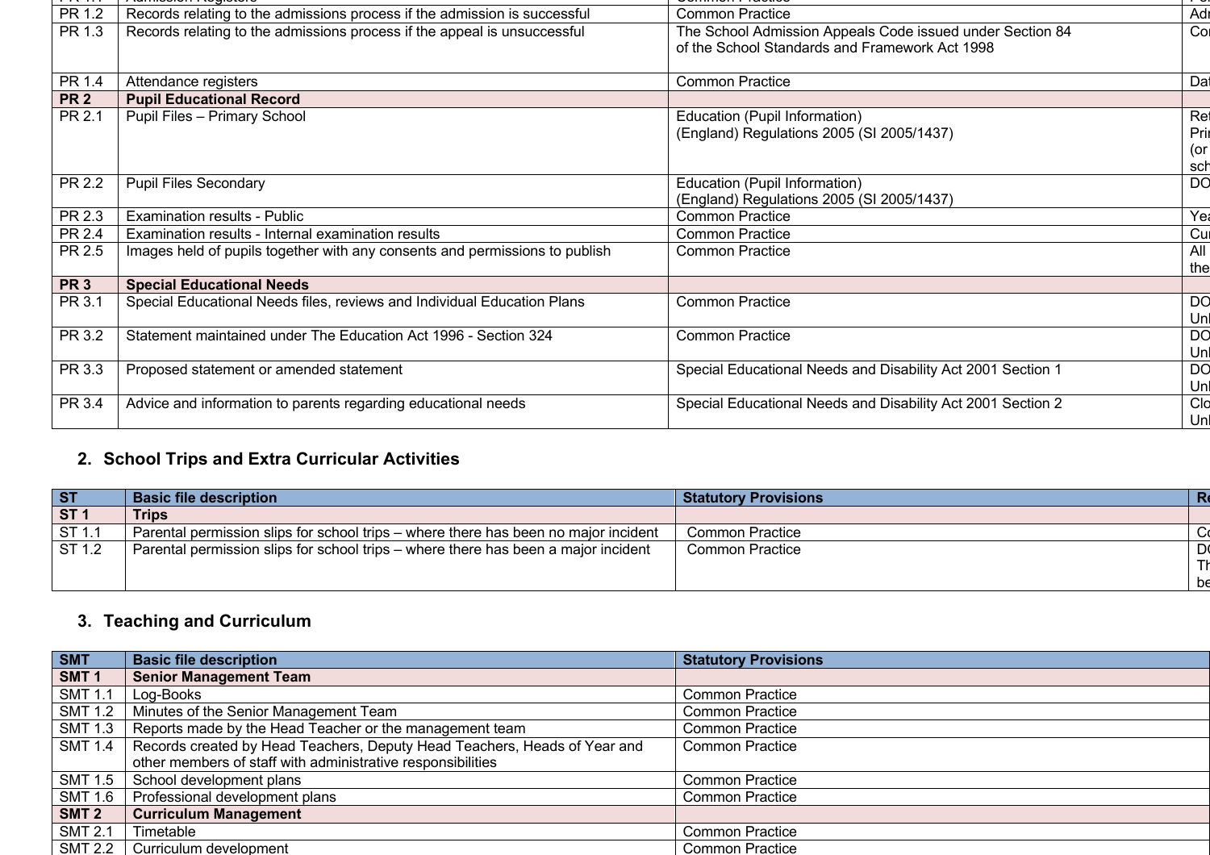| PR | Basic file description | Statutory Provisions | |
|---|---|---|---|
| PR 1.1 | Admission Registers | Common Practice | P |
| PR 1.2 | Records relating to the admissions process if the admission is successful | Common Practice | Adı |
| PR 1.3 | Records relating to the admissions process if the appeal is unsuccessful | The School Admission Appeals Code issued under Section 84 of the School Standards and Framework Act 1998 | Co |
| PR 1.4 | Attendance registers | Common Practice | Dat |
| **PR 2** | **Pupil Educational Record** | | |
| PR 2.1 | Pupil Files – Primary School | Education (Pupil Information) (England) Regulations 2005 (SI 2005/1437) | Ret Pri (or sch |
| PR 2.2 | Pupil Files Secondary | Education (Pupil Information) (England) Regulations 2005 (SI 2005/1437) | DO |
| PR 2.3 | Examination results - Public | Common Practice | Yea |
| PR 2.4 | Examination results - Internal examination results | Common Practice | Cur |
| PR 2.5 | Images held of pupils together with any consents and permissions to publish | Common Practice | All the |
| **PR 3** | **Special Educational Needs** | | |
| PR 3.1 | Special Educational Needs files, reviews and Individual Education Plans | Common Practice | DO Unl |
| PR 3.2 | Statement maintained under The Education Act 1996 - Section 324 | Common Practice | DO Unl |
| PR 3.3 | Proposed statement or amended statement | Special Educational Needs and Disability Act 2001 Section 1 | DO Unl |
| PR 3.4 | Advice and information to parents regarding educational needs | Special Educational Needs and Disability Act 2001 Section 2 | Clo Unl |

## 2. School Trips and Extra Curricular Activities

| ST | Basic file description | Statutory Provisions | Re |
|---|---|---|---|
| **ST 1** | **Trips** | | |
| ST 1.1 | Parental permission slips for school trips – where there has been no major incident | Common Practice | Co |
| ST 1.2 | Parental permission slips for school trips – where there has been a major incident | Common Practice | DO Th be |

## 3. Teaching and Curriculum

| SMT | Basic file description | Statutory Provisions |
|---|---|---|
| **SMT 1** | **Senior Management Team** | |
| SMT 1.1 | Log-Books | Common Practice |
| SMT 1.2 | Minutes of the Senior Management Team | Common Practice |
| SMT 1.3 | Reports made by the Head Teacher or the management team | Common Practice |
| SMT 1.4 | Records created by Head Teachers, Deputy Head Teachers, Heads of Year and other members of staff with administrative responsibilities | Common Practice |
| SMT 1.5 | School development plans | Common Practice |
| SMT 1.6 | Professional development plans | Common Practice |
| **SMT 2** | **Curriculum Management** | |
| SMT 2.1 | Timetable | Common Practice |
| SMT 2.2 | Curriculum development | Common Practice |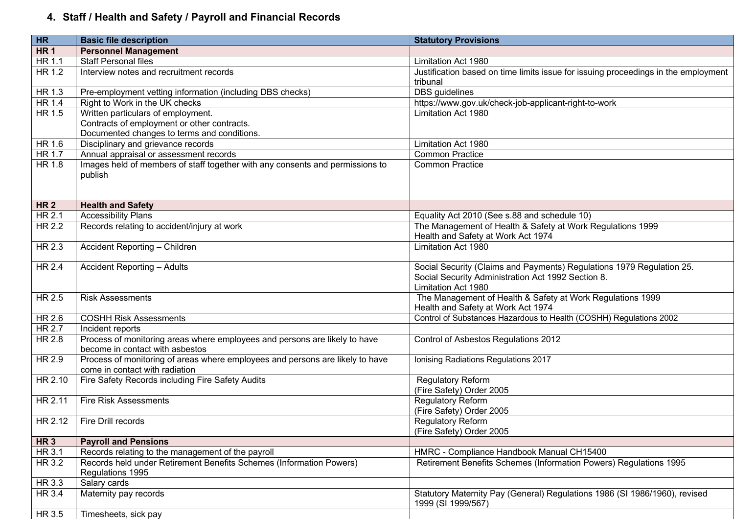## 4. Staff / Health and Safety / Payroll and Financial Records

| HR | Basic file description | Statutory Provisions |
|---|---|---|
| **HR 1** | **Personnel Management** | |
| HR 1.1 | Staff Personal files | Limitation Act 1980 |
| HR 1.2 | Interview notes and recruitment records | Justification based on time limits issue for issuing proceedings in the employment tribunal |
| HR 1.3 | Pre-employment vetting information (including DBS checks) | DBS guidelines |
| HR 1.4 | Right to Work in the UK checks | https://www.gov.uk/check-job-applicant-right-to-work |
| HR 1.5 | Written particulars of employment.<br>Contracts of employment or other contracts.<br>Documented changes to terms and conditions. | Limitation Act 1980 |
| HR 1.6 | Disciplinary and grievance records | Limitation Act 1980 |
| HR 1.7 | Annual appraisal or assessment records | Common Practice |
| HR 1.8 | Images held of members of staff together with any consents and permissions to publish | Common Practice |
| **HR 2** | **Health and Safety** | |
| HR 2.1 | Accessibility Plans | Equality Act 2010 (See s.88 and schedule 10) |
| HR 2.2 | Records relating to accident/injury at work | The Management of Health & Safety at Work Regulations 1999<br>Health and Safety at Work Act 1974 |
| HR 2.3 | Accident Reporting – Children | Limitation Act 1980 |
| HR 2.4 | Accident Reporting – Adults | Social Security (Claims and Payments) Regulations 1979 Regulation 25.<br>Social Security Administration Act 1992 Section 8.<br>Limitation Act 1980 |
| HR 2.5 | Risk Assessments | The Management of Health & Safety at Work Regulations 1999<br>Health and Safety at Work Act 1974 |
| HR 2.6 | COSHH Risk Assessments | Control of Substances Hazardous to Health (COSHH) Regulations 2002 |
| HR 2.7 | Incident reports | |
| HR 2.8 | Process of monitoring areas where employees and persons are likely to have become in contact with asbestos | Control of Asbestos Regulations 2012 |
| HR 2.9 | Process of monitoring of areas where employees and persons are likely to have come in contact with radiation | Ionising Radiations Regulations 2017 |
| HR 2.10 | Fire Safety Records including Fire Safety Audits | Regulatory Reform (Fire Safety) Order 2005 |
| HR 2.11 | Fire Risk Assessments | Regulatory Reform (Fire Safety) Order 2005 |
| HR 2.12 | Fire Drill records | Regulatory Reform (Fire Safety) Order 2005 |
| **HR 3** | **Payroll and Pensions** | |
| HR 3.1 | Records relating to the management of the payroll | HMRC - Compliance Handbook Manual CH15400 |
| HR 3.2 | Records held under Retirement Benefits Schemes (Information Powers) Regulations 1995 | Retirement Benefits Schemes (Information Powers) Regulations 1995 |
| HR 3.3 | Salary cards | |
| HR 3.4 | Maternity pay records | Statutory Maternity Pay (General) Regulations 1986 (SI 1986/1960), revised 1999 (SI 1999/567) |
| HR 3.5 | Timesheets, sick pay | |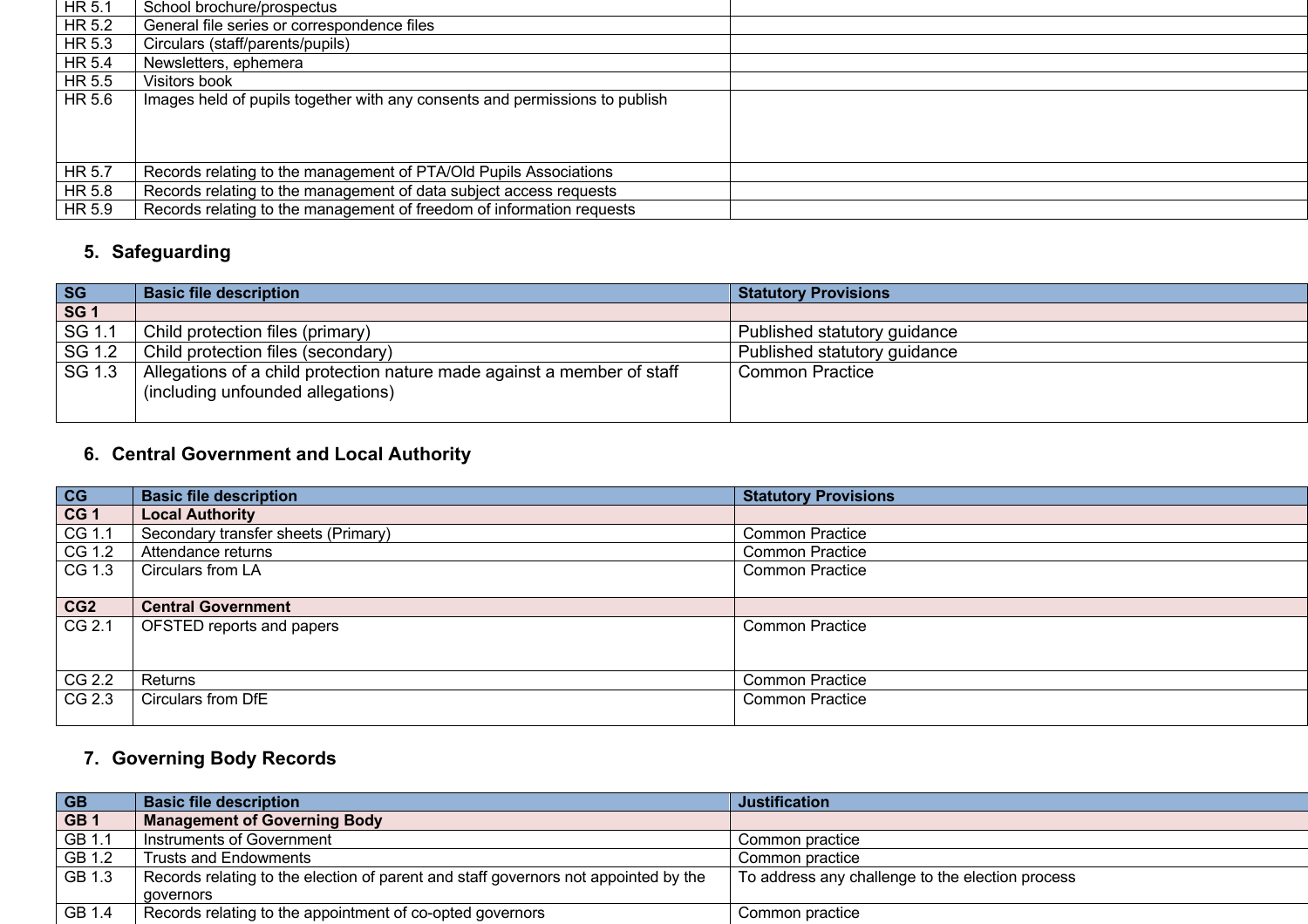| | | |
|---|---|---|
| HR 5.1 | School brochure/prospectus | |
| HR 5.2 | General file series or correspondence files | |
| HR 5.3 | Circulars (staff/parents/pupils) | |
| HR 5.4 | Newsletters, ephemera | |
| HR 5.5 | Visitors book | |
| HR 5.6 | Images held of pupils together with any consents and permissions to publish | |
| HR 5.7 | Records relating to the management of PTA/Old Pupils Associations | |
| HR 5.8 | Records relating to the management of data subject access requests | |
| HR 5.9 | Records relating to the management of freedom of information requests | |

## 5. Safeguarding

| SG | Basic file description | Statutory Provisions |
|---|---|---|
| **SG 1** | | |
| SG 1.1 | Child protection files (primary) | Published statutory guidance |
| SG 1.2 | Child protection files (secondary) | Published statutory guidance |
| SG 1.3 | Allegations of a child protection nature made against a member of staff (including unfounded allegations) | Common Practice |

## 6. Central Government and Local Authority

| CG | Basic file description | Statutory Provisions |
|---|---|---|
| **CG 1** | **Local Authority** | |
| CG 1.1 | Secondary transfer sheets (Primary) | Common Practice |
| CG 1.2 | Attendance returns | Common Practice |
| CG 1.3 | Circulars from LA | Common Practice |
| **CG2** | **Central Government** | |
| CG 2.1 | OFSTED reports and papers | Common Practice |
| CG 2.2 | Returns | Common Practice |
| CG 2.3 | Circulars from DfE | Common Practice |

## 7. Governing Body Records

| GB | Basic file description | Justification |
|---|---|---|
| **GB 1** | **Management of Governing Body** | |
| GB 1.1 | Instruments of Government | Common practice |
| GB 1.2 | Trusts and Endowments | Common practice |
| GB 1.3 | Records relating to the election of parent and staff governors not appointed by the governors | To address any challenge to the election process |
| GB 1.4 | Records relating to the appointment of co-opted governors | Common practice |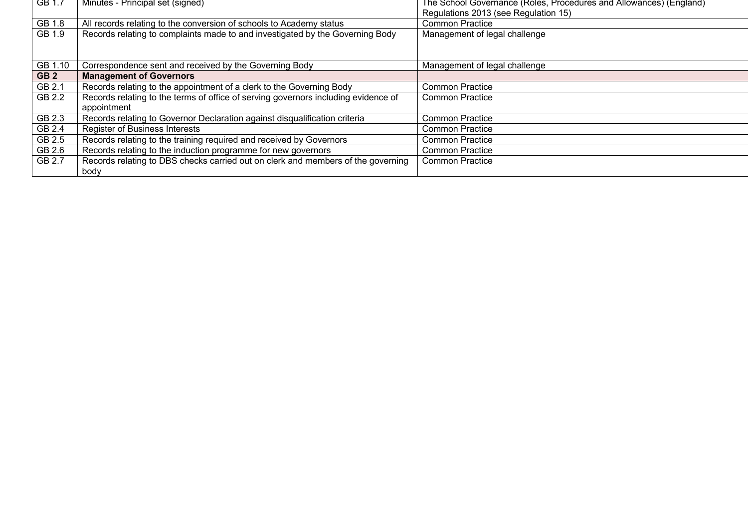| | | |
|---|---|---|
| GB 1.7 | Minutes - Principal set (signed) | The School Governance (Roles, Procedures and Allowances) (England) Regulations 2013 (see Regulation 15) |
| GB 1.8 | All records relating to the conversion of schools to Academy status | Common Practice |
| GB 1.9 | Records relating to complaints made to and investigated by the Governing Body | Management of legal challenge |
| GB 1.10 | Correspondence sent and received by the Governing Body | Management of legal challenge |
| **GB 2** | **Management of Governors** | |
| GB 2.1 | Records relating to the appointment of a clerk to the Governing Body | Common Practice |
| GB 2.2 | Records relating to the terms of office of serving governors including evidence of appointment | Common Practice |
| GB 2.3 | Records relating to Governor Declaration against disqualification criteria | Common Practice |
| GB 2.4 | Register of Business Interests | Common Practice |
| GB 2.5 | Records relating to the training required and received by Governors | Common Practice |
| GB 2.6 | Records relating to the induction programme for new governors | Common Practice |
| GB 2.7 | Records relating to DBS checks carried out on clerk and members of the governing body | Common Practice |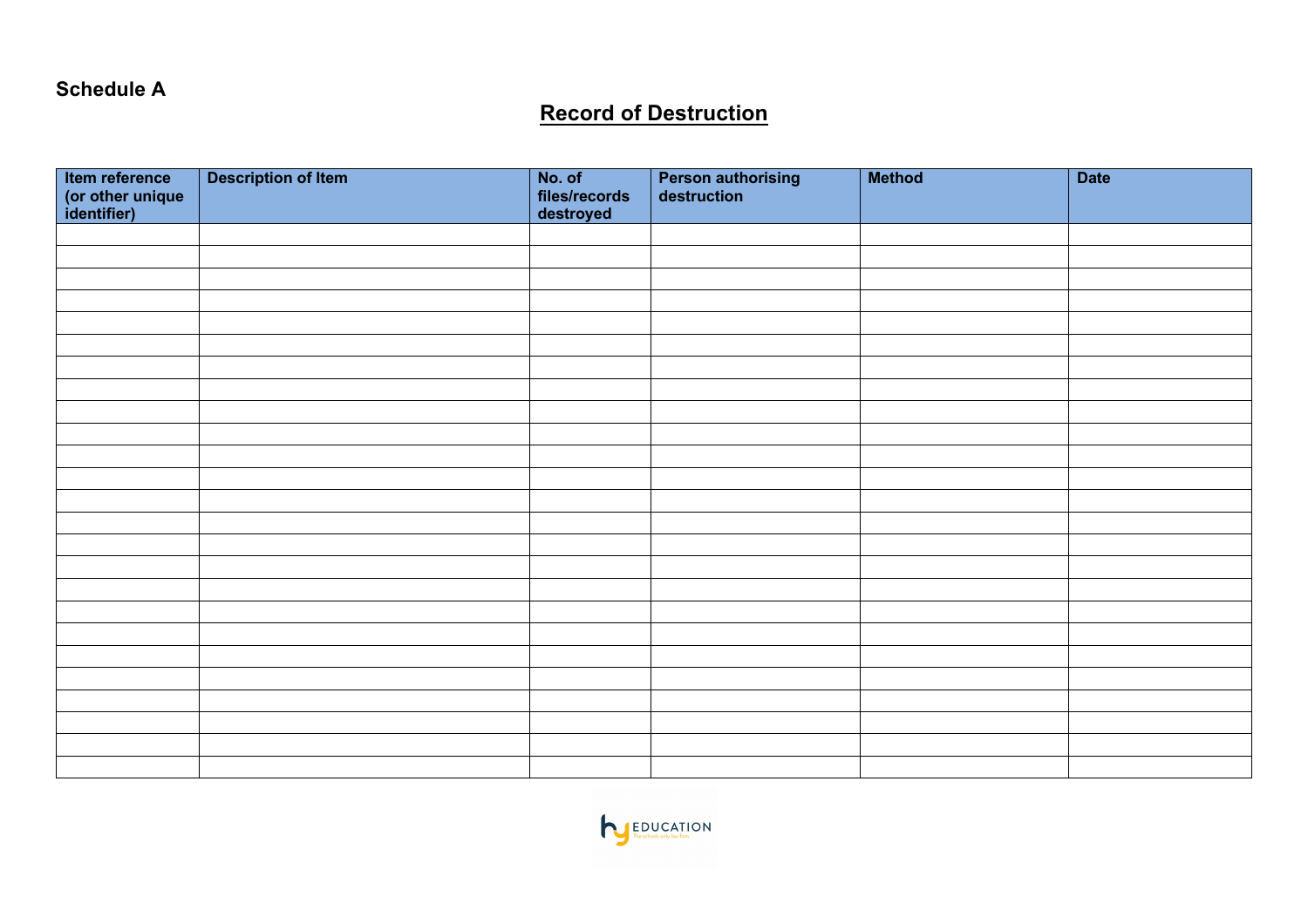**Schedule A**

## Record of Destruction

| Item reference (or other unique identifier) | Description of Item | No. of files/records destroyed | Person authorising destruction | Method | Date |
|---|---|---|---|---|---|
| | | | | | |
| | | | | | |
| | | | | | |
| | | | | | |
| | | | | | |
| | | | | | |
| | | | | | |
| | | | | | |
| | | | | | |
| | | | | | |
| | | | | | |
| | | | | | |
| | | | | | |
| | | | | | |
| | | | | | |
| | | | | | |
| | | | | | |
| | | | | | |
| | | | | | |
| | | | | | |
| | | | | | |
| | | | | | |
| | | | | | |
| | | | | | |
| | | | | | |